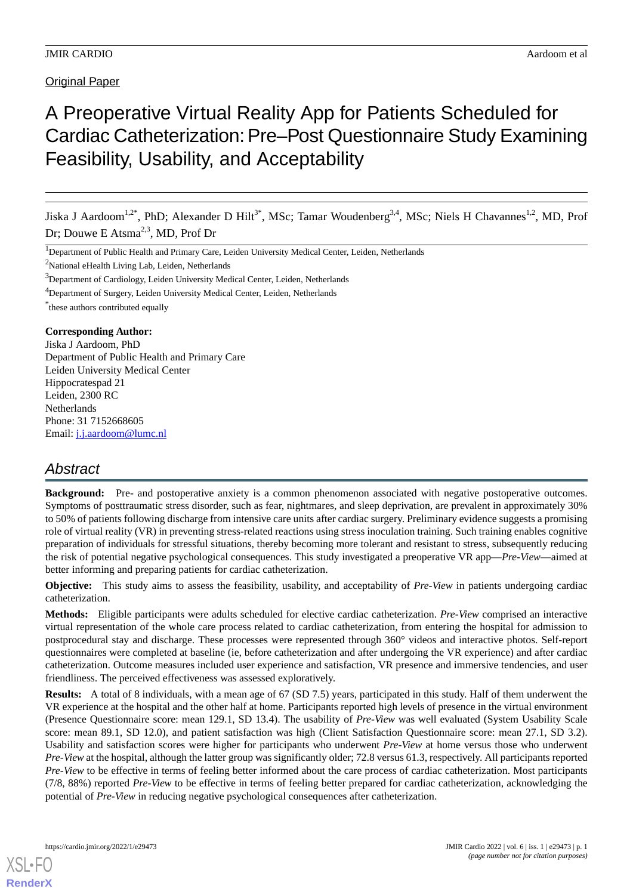Original Paper

# A Preoperative Virtual Reality App for Patients Scheduled for Cardiac Catheterization: Pre–Post Questionnaire Study Examining Feasibility, Usability, and Acceptability

Jiska J Aardoom[1,2*], PhD; Alexander D Hilt[3*], MSc; Tamar Woudenberg[3,4], MSc; Niels H Chavannes[1,2], MD, Prof Dr; Douwe E Atsma[2,3], MD, Prof Dr

[1]Department of Public Health and Primary Care, Leiden University Medical Center, Leiden, Netherlands

[2]National eHealth Living Lab, Leiden, Netherlands

[3]Department of Cardiology, Leiden University Medical Center, Leiden, Netherlands

[4]Department of Surgery, Leiden University Medical Center, Leiden, Netherlands

[*]these authors contributed equally

**Corresponding Author:**
Jiska J Aardoom, PhD
Department of Public Health and Primary Care
Leiden University Medical Center
Hippocratespad 21
Leiden, 2300 RC
Netherlands
Phone: 31 7152668605
Email: j.j.aardoom@lumc.nl

## Abstract

**Background:** Pre- and postoperative anxiety is a common phenomenon associated with negative postoperative outcomes. Symptoms of posttraumatic stress disorder, such as fear, nightmares, and sleep deprivation, are prevalent in approximately 30% to 50% of patients following discharge from intensive care units after cardiac surgery. Preliminary evidence suggests a promising role of virtual reality (VR) in preventing stress-related reactions using stress inoculation training. Such training enables cognitive preparation of individuals for stressful situations, thereby becoming more tolerant and resistant to stress, subsequently reducing the risk of potential negative psychological consequences. This study investigated a preoperative VR app—*Pre-View*—aimed at better informing and preparing patients for cardiac catheterization.

**Objective:** This study aims to assess the feasibility, usability, and acceptability of *Pre-View* in patients undergoing cardiac catheterization.

**Methods:** Eligible participants were adults scheduled for elective cardiac catheterization. *Pre-View* comprised an interactive virtual representation of the whole care process related to cardiac catheterization, from entering the hospital for admission to postprocedural stay and discharge. These processes were represented through 360° videos and interactive photos. Self-report questionnaires were completed at baseline (ie, before catheterization and after undergoing the VR experience) and after cardiac catheterization. Outcome measures included user experience and satisfaction, VR presence and immersive tendencies, and user friendliness. The perceived effectiveness was assessed exploratively.

**Results:** A total of 8 individuals, with a mean age of 67 (SD 7.5) years, participated in this study. Half of them underwent the VR experience at the hospital and the other half at home. Participants reported high levels of presence in the virtual environment (Presence Questionnaire score: mean 129.1, SD 13.4). The usability of *Pre-View* was well evaluated (System Usability Scale score: mean 89.1, SD 12.0), and patient satisfaction was high (Client Satisfaction Questionnaire score: mean 27.1, SD 3.2). Usability and satisfaction scores were higher for participants who underwent *Pre-View* at home versus those who underwent *Pre-View* at the hospital, although the latter group was significantly older; 72.8 versus 61.3, respectively. All participants reported *Pre-View* to be effective in terms of feeling better informed about the care process of cardiac catheterization. Most participants (7/8, 88%) reported *Pre-View* to be effective in terms of feeling better prepared for cardiac catheterization, acknowledging the potential of *Pre-View* in reducing negative psychological consequences after catheterization.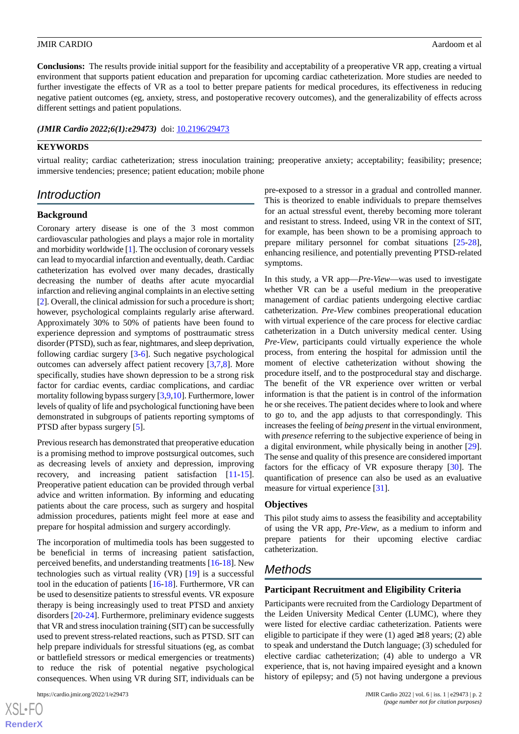**Conclusions:** The results provide initial support for the feasibility and acceptability of a preoperative VR app, creating a virtual environment that supports patient education and preparation for upcoming cardiac catheterization. More studies are needed to further investigate the effects of VR as a tool to better prepare patients for medical procedures, its effectiveness in reducing negative patient outcomes (eg, anxiety, stress, and postoperative recovery outcomes), and the generalizability of effects across different settings and patient populations.

***(JMIR Cardio 2022;6(1):e29473)*** doi: 10.2196/29473

**KEYWORDS**

virtual reality; cardiac catheterization; stress inoculation training; preoperative anxiety; acceptability; feasibility; presence; immersive tendencies; presence; patient education; mobile phone

## Introduction

### Background

Coronary artery disease is one of the 3 most common cardiovascular pathologies and plays a major role in mortality and morbidity worldwide [1]. The occlusion of coronary vessels can lead to myocardial infarction and eventually, death. Cardiac catheterization has evolved over many decades, drastically decreasing the number of deaths after acute myocardial infarction and relieving anginal complaints in an elective setting [2]. Overall, the clinical admission for such a procedure is short; however, psychological complaints regularly arise afterward. Approximately 30% to 50% of patients have been found to experience depression and symptoms of posttraumatic stress disorder (PTSD), such as fear, nightmares, and sleep deprivation, following cardiac surgery [3-6]. Such negative psychological outcomes can adversely affect patient recovery [3,7,8]. More specifically, studies have shown depression to be a strong risk factor for cardiac events, cardiac complications, and cardiac mortality following bypass surgery [3,9,10]. Furthermore, lower levels of quality of life and psychological functioning have been demonstrated in subgroups of patients reporting symptoms of PTSD after bypass surgery [5].

Previous research has demonstrated that preoperative education is a promising method to improve postsurgical outcomes, such as decreasing levels of anxiety and depression, improving recovery, and increasing patient satisfaction [11-15]. Preoperative patient education can be provided through verbal advice and written information. By informing and educating patients about the care process, such as surgery and hospital admission procedures, patients might feel more at ease and prepare for hospital admission and surgery accordingly.

The incorporation of multimedia tools has been suggested to be beneficial in terms of increasing patient satisfaction, perceived benefits, and understanding treatments [16-18]. New technologies such as virtual reality (VR) [19] is a successful tool in the education of patients [16-18]. Furthermore, VR can be used to desensitize patients to stressful events. VR exposure therapy is being increasingly used to treat PTSD and anxiety disorders [20-24]. Furthermore, preliminary evidence suggests that VR and stress inoculation training (SIT) can be successfully used to prevent stress-related reactions, such as PTSD. SIT can help prepare individuals for stressful situations (eg, as combat or battlefield stressors or medical emergencies or treatments) to reduce the risk of potential negative psychological consequences. When using VR during SIT, individuals can be pre-exposed to a stressor in a gradual and controlled manner. This is theorized to enable individuals to prepare themselves for an actual stressful event, thereby becoming more tolerant and resistant to stress. Indeed, using VR in the context of SIT, for example, has been shown to be a promising approach to prepare military personnel for combat situations [25-28], enhancing resilience, and potentially preventing PTSD-related symptoms.

In this study, a VR app—*Pre-View*—was used to investigate whether VR can be a useful medium in the preoperative management of cardiac patients undergoing elective cardiac catheterization. *Pre-View* combines preoperational education with virtual experience of the care process for elective cardiac catheterization in a Dutch university medical center. Using *Pre-View*, participants could virtually experience the whole process, from entering the hospital for admission until the moment of elective catheterization without showing the procedure itself, and to the postprocedural stay and discharge. The benefit of the VR experience over written or verbal information is that the patient is in control of the information he or she receives. The patient decides where to look and where to go to, and the app adjusts to that correspondingly. This increases the feeling of *being present* in the virtual environment, with *presence* referring to the subjective experience of being in a digital environment, while physically being in another [29]. The sense and quality of this presence are considered important factors for the efficacy of VR exposure therapy [30]. The quantification of presence can also be used as an evaluative measure for virtual experience [31].

### Objectives

This pilot study aims to assess the feasibility and acceptability of using the VR app, *Pre-View*, as a medium to inform and prepare patients for their upcoming elective cardiac catheterization.

## Methods

### Participant Recruitment and Eligibility Criteria

Participants were recruited from the Cardiology Department of the Leiden University Medical Center (LUMC), where they were listed for elective cardiac catheterization. Patients were eligible to participate if they were (1) aged ≥18 years; (2) able to speak and understand the Dutch language; (3) scheduled for elective cardiac catheterization; (4) able to undergo a VR experience, that is, not having impaired eyesight and a known history of epilepsy; and (5) not having undergone a previous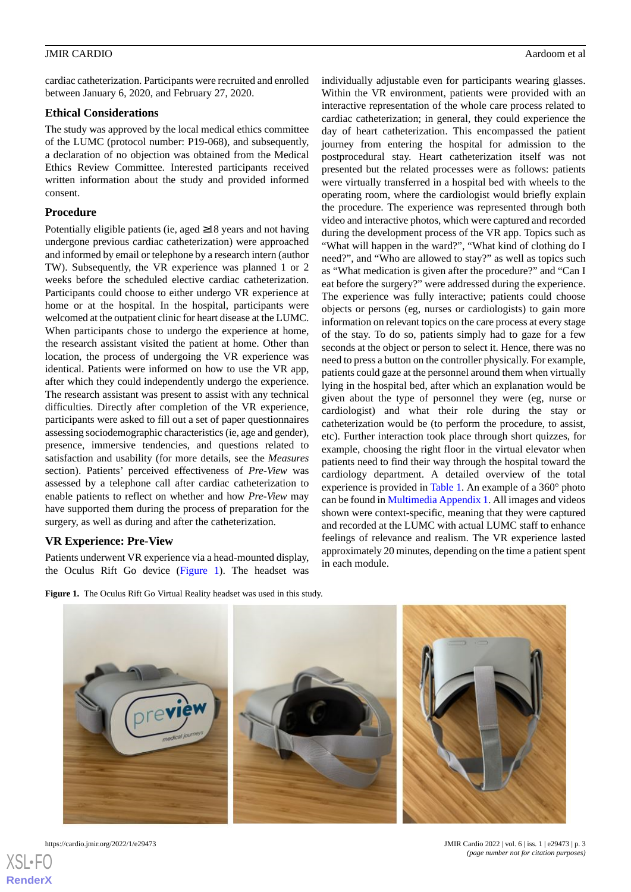cardiac catheterization. Participants were recruited and enrolled between January 6, 2020, and February 27, 2020.

### Ethical Considerations

The study was approved by the local medical ethics committee of the LUMC (protocol number: P19-068), and subsequently, a declaration of no objection was obtained from the Medical Ethics Review Committee. Interested participants received written information about the study and provided informed consent.

### Procedure

Potentially eligible patients (ie, aged ≥18 years and not having undergone previous cardiac catheterization) were approached and informed by email or telephone by a research intern (author TW). Subsequently, the VR experience was planned 1 or 2 weeks before the scheduled elective cardiac catheterization. Participants could choose to either undergo VR experience at home or at the hospital. In the hospital, participants were welcomed at the outpatient clinic for heart disease at the LUMC. When participants chose to undergo the experience at home, the research assistant visited the patient at home. Other than location, the process of undergoing the VR experience was identical. Patients were informed on how to use the VR app, after which they could independently undergo the experience. The research assistant was present to assist with any technical difficulties. Directly after completion of the VR experience, participants were asked to fill out a set of paper questionnaires assessing sociodemographic characteristics (ie, age and gender), presence, immersive tendencies, and questions related to satisfaction and usability (for more details, see the *Measures* section). Patients' perceived effectiveness of *Pre-View* was assessed by a telephone call after cardiac catheterization to enable patients to reflect on whether and how *Pre-View* may have supported them during the process of preparation for the surgery, as well as during and after the catheterization.

### VR Experience: Pre-View

Patients underwent VR experience via a head-mounted display, the Oculus Rift Go device (Figure 1). The headset was individually adjustable even for participants wearing glasses. Within the VR environment, patients were provided with an interactive representation of the whole care process related to cardiac catheterization; in general, they could experience the day of heart catheterization. This encompassed the patient journey from entering the hospital for admission to the postprocedural stay. Heart catheterization itself was not presented but the related processes were as follows: patients were virtually transferred in a hospital bed with wheels to the operating room, where the cardiologist would briefly explain the procedure. The experience was represented through both video and interactive photos, which were captured and recorded during the development process of the VR app. Topics such as "What will happen in the ward?", "What kind of clothing do I need?", and "Who are allowed to stay?" as well as topics such as "What medication is given after the procedure?" and "Can I eat before the surgery?" were addressed during the experience. The experience was fully interactive; patients could choose objects or persons (eg, nurses or cardiologists) to gain more information on relevant topics on the care process at every stage of the stay. To do so, patients simply had to gaze for a few seconds at the object or person to select it. Hence, there was no need to press a button on the controller physically. For example, patients could gaze at the personnel around them when virtually lying in the hospital bed, after which an explanation would be given about the type of personnel they were (eg, nurse or cardiologist) and what their role during the stay or catheterization would be (to perform the procedure, to assist, etc). Further interaction took place through short quizzes, for example, choosing the right floor in the virtual elevator when patients need to find their way through the hospital toward the cardiology department. A detailed overview of the total experience is provided in Table 1. An example of a 360° photo can be found in Multimedia Appendix 1. All images and videos shown were context-specific, meaning that they were captured and recorded at the LUMC with actual LUMC staff to enhance feelings of relevance and realism. The VR experience lasted approximately 20 minutes, depending on the time a patient spent in each module.

**Figure 1.** The Oculus Rift Go Virtual Reality headset was used in this study.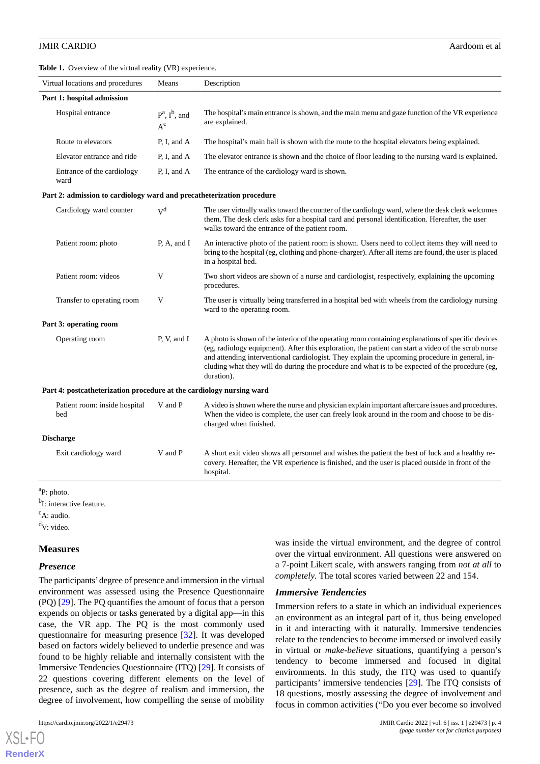**Table 1.** Overview of the virtual reality (VR) experience.

| Virtual locations and procedures | Means | Description |
|---|---|---|
| **Part 1: hospital admission** | | |
| Hospital entrance | P[a], I[b], and A[c] | The hospital's main entrance is shown, and the main menu and gaze function of the VR experience are explained. |
| Route to elevators | P, I, and A | The hospital's main hall is shown with the route to the hospital elevators being explained. |
| Elevator entrance and ride | P, I, and A | The elevator entrance is shown and the choice of floor leading to the nursing ward is explained. |
| Entrance of the cardiology ward | P, I, and A | The entrance of the cardiology ward is shown. |
| **Part 2: admission to cardiology ward and precatheterization procedure** | | |
| Cardiology ward counter | V[d] | The user virtually walks toward the counter of the cardiology ward, where the desk clerk welcomes them. The desk clerk asks for a hospital card and personal identification. Hereafter, the user walks toward the entrance of the patient room. |
| Patient room: photo | P, A, and I | An interactive photo of the patient room is shown. Users need to collect items they will need to bring to the hospital (eg, clothing and phone-charger). After all items are found, the user is placed in a hospital bed. |
| Patient room: videos | V | Two short videos are shown of a nurse and cardiologist, respectively, explaining the upcoming procedures. |
| Transfer to operating room | V | The user is virtually being transferred in a hospital bed with wheels from the cardiology nursing ward to the operating room. |
| **Part 3: operating room** | | |
| Operating room | P, V, and I | A photo is shown of the interior of the operating room containing explanations of specific devices (eg, radiology equipment). After this exploration, the patient can start a video of the scrub nurse and attending interventional cardiologist. They explain the upcoming procedure in general, including what they will do during the procedure and what is to be expected of the procedure (eg, duration). |
| **Part 4: postcatheterization procedure at the cardiology nursing ward** | | |
| Patient room: inside hospital bed | V and P | A video is shown where the nurse and physician explain important aftercare issues and procedures. When the video is complete, the user can freely look around in the room and choose to be discharged when finished. |
| **Discharge** | | |
| Exit cardiology ward | V and P | A short exit video shows all personnel and wishes the patient the best of luck and a healthy recovery. Hereafter, the VR experience is finished, and the user is placed outside in front of the hospital. |

[a]P: photo.

[b]I: interactive feature.

[c]A: audio.

[d]V: video.

## Measures

### *Presence*

The participants' degree of presence and immersion in the virtual environment was assessed using the Presence Questionnaire (PQ) [29]. The PQ quantifies the amount of focus that a person expends on objects or tasks generated by a digital app—in this case, the VR app. The PQ is the most commonly used questionnaire for measuring presence [32]. It was developed based on factors widely believed to underlie presence and was found to be highly reliable and internally consistent with the Immersive Tendencies Questionnaire (ITQ) [29]. It consists of 22 questions covering different elements on the level of presence, such as the degree of realism and immersion, the degree of involvement, how compelling the sense of mobility was inside the virtual environment, and the degree of control over the virtual environment. All questions were answered on a 7-point Likert scale, with answers ranging from *not at all* to *completely*. The total scores varied between 22 and 154.

### *Immersive Tendencies*

Immersion refers to a state in which an individual experiences an environment as an integral part of it, thus being enveloped in it and interacting with it naturally. Immersive tendencies relate to the tendencies to become immersed or involved easily in virtual or *make-believe* situations, quantifying a person's tendency to become immersed and focused in digital environments. In this study, the ITQ was used to quantify participants' immersive tendencies [29]. The ITQ consists of 18 questions, mostly assessing the degree of involvement and focus in common activities ("Do you ever become so involved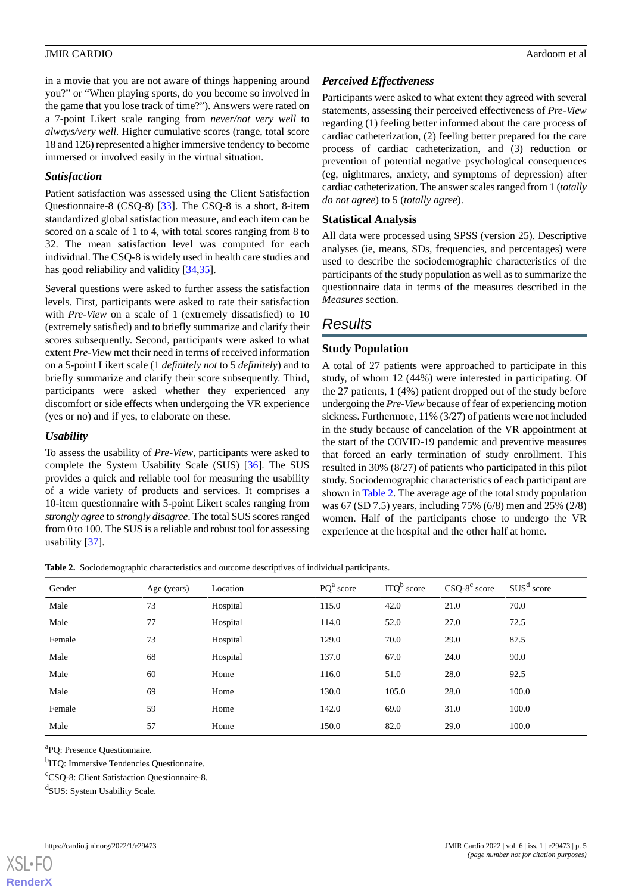in a movie that you are not aware of things happening around you?" or "When playing sports, do you become so involved in the game that you lose track of time?"). Answers were rated on a 7-point Likert scale ranging from *never/not very well* to *always/very well*. Higher cumulative scores (range, total score 18 and 126) represented a higher immersive tendency to become immersed or involved easily in the virtual situation.

### Satisfaction

Patient satisfaction was assessed using the Client Satisfaction Questionnaire-8 (CSQ-8) [33]. The CSQ-8 is a short, 8-item standardized global satisfaction measure, and each item can be scored on a scale of 1 to 4, with total scores ranging from 8 to 32. The mean satisfaction level was computed for each individual. The CSQ-8 is widely used in health care studies and has good reliability and validity [34,35].

Several questions were asked to further assess the satisfaction levels. First, participants were asked to rate their satisfaction with *Pre-View* on a scale of 1 (extremely dissatisfied) to 10 (extremely satisfied) and to briefly summarize and clarify their scores subsequently. Second, participants were asked to what extent *Pre-View* met their need in terms of received information on a 5-point Likert scale (1 *definitely not* to 5 *definitely*) and to briefly summarize and clarify their score subsequently. Third, participants were asked whether they experienced any discomfort or side effects when undergoing the VR experience (yes or no) and if yes, to elaborate on these.

### Usability

To assess the usability of *Pre-View*, participants were asked to complete the System Usability Scale (SUS) [36]. The SUS provides a quick and reliable tool for measuring the usability of a wide variety of products and services. It comprises a 10-item questionnaire with 5-point Likert scales ranging from *strongly agree* to *strongly disagree*. The total SUS scores ranged from 0 to 100. The SUS is a reliable and robust tool for assessing usability [37].

### Perceived Effectiveness

Participants were asked to what extent they agreed with several statements, assessing their perceived effectiveness of *Pre-View* regarding (1) feeling better informed about the care process of cardiac catheterization, (2) feeling better prepared for the care process of cardiac catheterization, and (3) reduction or prevention of potential negative psychological consequences (eg, nightmares, anxiety, and symptoms of depression) after cardiac catheterization. The answer scales ranged from 1 (*totally do not agree*) to 5 (*totally agree*).

## Statistical Analysis

All data were processed using SPSS (version 25). Descriptive analyses (ie, means, SDs, frequencies, and percentages) were used to describe the sociodemographic characteristics of the participants of the study population as well as to summarize the questionnaire data in terms of the measures described in the *Measures* section.

# Results

## Study Population

A total of 27 patients were approached to participate in this study, of whom 12 (44%) were interested in participating. Of the 27 patients, 1 (4%) patient dropped out of the study before undergoing the *Pre-View* because of fear of experiencing motion sickness. Furthermore, 11% (3/27) of patients were not included in the study because of cancelation of the VR appointment at the start of the COVID-19 pandemic and preventive measures that forced an early termination of study enrollment. This resulted in 30% (8/27) of patients who participated in this pilot study. Sociodemographic characteristics of each participant are shown in Table 2. The average age of the total study population was 67 (SD 7.5) years, including 75% (6/8) men and 25% (2/8) women. Half of the participants chose to undergo the VR experience at the hospital and the other half at home.

**Table 2.** Sociodemographic characteristics and outcome descriptives of individual participants.

| Gender | Age (years) | Location | PQ[a] score | ITQ[b] score | CSQ-8[c] score | SUS[d] score |
|---|---|---|---|---|---|---|
| Male | 73 | Hospital | 115.0 | 42.0 | 21.0 | 70.0 |
| Male | 77 | Hospital | 114.0 | 52.0 | 27.0 | 72.5 |
| Female | 73 | Hospital | 129.0 | 70.0 | 29.0 | 87.5 |
| Male | 68 | Hospital | 137.0 | 67.0 | 24.0 | 90.0 |
| Male | 60 | Home | 116.0 | 51.0 | 28.0 | 92.5 |
| Male | 69 | Home | 130.0 | 105.0 | 28.0 | 100.0 |
| Female | 59 | Home | 142.0 | 69.0 | 31.0 | 100.0 |
| Male | 57 | Home | 150.0 | 82.0 | 29.0 | 100.0 |

[a]PQ: Presence Questionnaire.

[b]ITQ: Immersive Tendencies Questionnaire.

[c]CSQ-8: Client Satisfaction Questionnaire-8.

[d]SUS: System Usability Scale.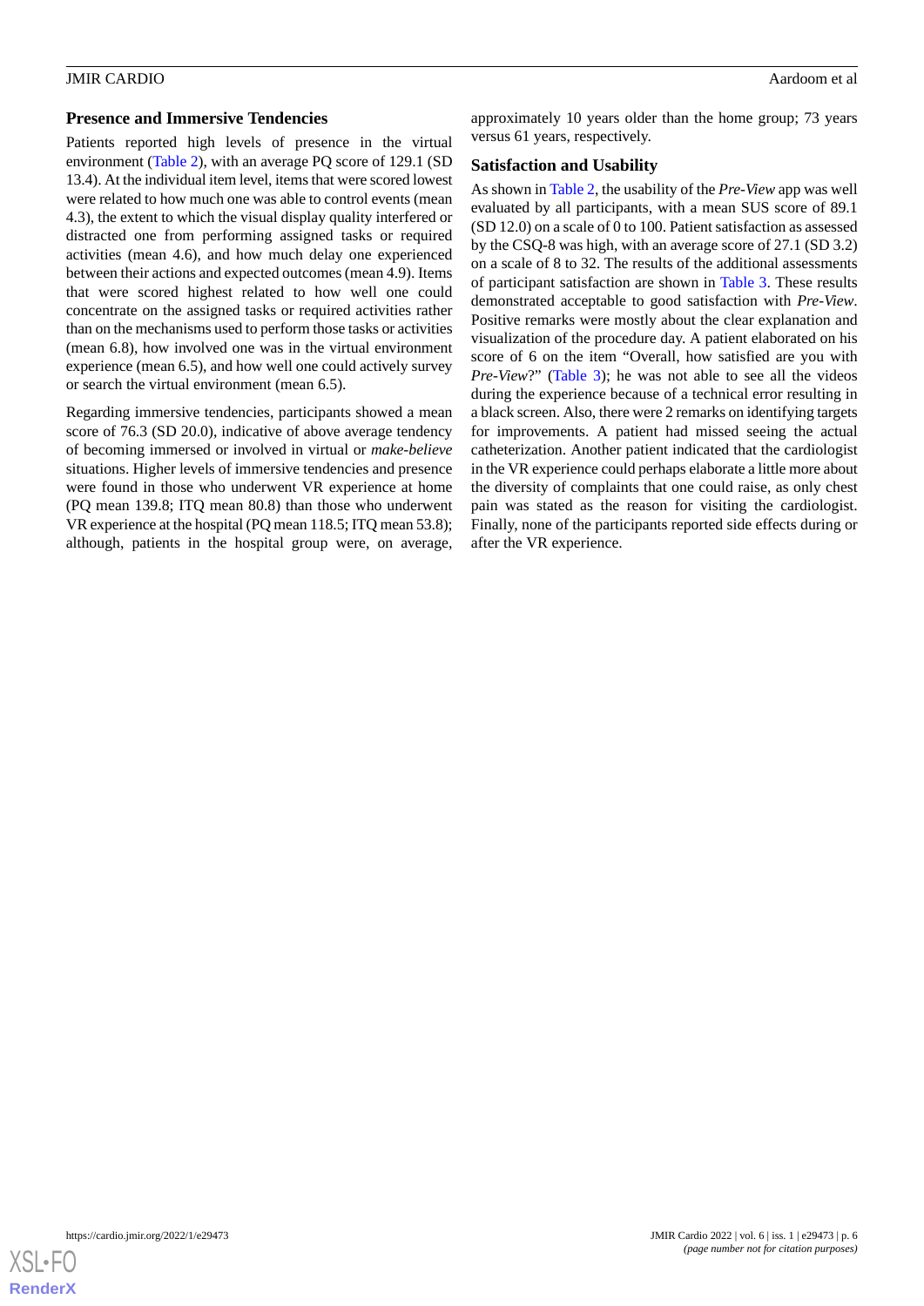### Presence and Immersive Tendencies

Patients reported high levels of presence in the virtual environment (Table 2), with an average PQ score of 129.1 (SD 13.4). At the individual item level, items that were scored lowest were related to how much one was able to control events (mean 4.3), the extent to which the visual display quality interfered or distracted one from performing assigned tasks or required activities (mean 4.6), and how much delay one experienced between their actions and expected outcomes (mean 4.9). Items that were scored highest related to how well one could concentrate on the assigned tasks or required activities rather than on the mechanisms used to perform those tasks or activities (mean 6.8), how involved one was in the virtual environment experience (mean 6.5), and how well one could actively survey or search the virtual environment (mean 6.5).

Regarding immersive tendencies, participants showed a mean score of 76.3 (SD 20.0), indicative of above average tendency of becoming immersed or involved in virtual or *make-believe* situations. Higher levels of immersive tendencies and presence were found in those who underwent VR experience at home (PQ mean 139.8; ITQ mean 80.8) than those who underwent VR experience at the hospital (PQ mean 118.5; ITQ mean 53.8); although, patients in the hospital group were, on average, approximately 10 years older than the home group; 73 years versus 61 years, respectively.

### Satisfaction and Usability

As shown in Table 2, the usability of the *Pre-View* app was well evaluated by all participants, with a mean SUS score of 89.1 (SD 12.0) on a scale of 0 to 100. Patient satisfaction as assessed by the CSQ-8 was high, with an average score of 27.1 (SD 3.2) on a scale of 8 to 32. The results of the additional assessments of participant satisfaction are shown in Table 3. These results demonstrated acceptable to good satisfaction with *Pre-View*. Positive remarks were mostly about the clear explanation and visualization of the procedure day. A patient elaborated on his score of 6 on the item "Overall, how satisfied are you with *Pre-View*?" (Table 3); he was not able to see all the videos during the experience because of a technical error resulting in a black screen. Also, there were 2 remarks on identifying targets for improvements. A patient had missed seeing the actual catheterization. Another patient indicated that the cardiologist in the VR experience could perhaps elaborate a little more about the diversity of complaints that one could raise, as only chest pain was stated as the reason for visiting the cardiologist. Finally, none of the participants reported side effects during or after the VR experience.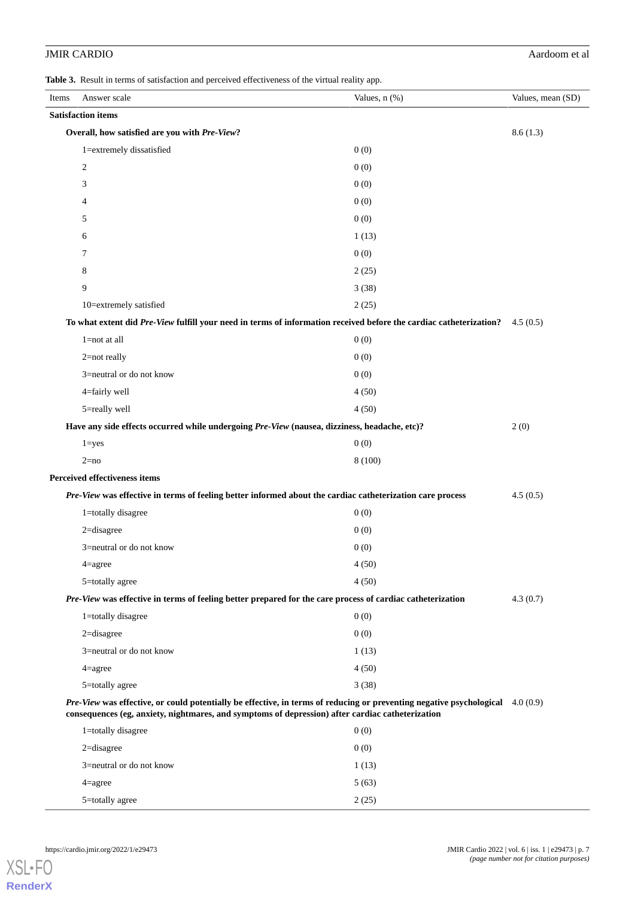**Table 3.** Result in terms of satisfaction and perceived effectiveness of the virtual reality app.

| Items | Answer scale | Values, n (%) | Values, mean (SD) |
|---|---|---|---|
| **Satisfaction items** | | | |
| **Overall, how satisfied are you with *Pre-View*?** | | | 8.6 (1.3) |
| | 1=extremely dissatisfied | 0 (0) | |
| | 2 | 0 (0) | |
| | 3 | 0 (0) | |
| | 4 | 0 (0) | |
| | 5 | 0 (0) | |
| | 6 | 1 (13) | |
| | 7 | 0 (0) | |
| | 8 | 2 (25) | |
| | 9 | 3 (38) | |
| | 10=extremely satisfied | 2 (25) | |
| **To what extent did *Pre-View* fulfill your need in terms of information received before the cardiac catheterization?** | | | 4.5 (0.5) |
| | 1=not at all | 0 (0) | |
| | 2=not really | 0 (0) | |
| | 3=neutral or do not know | 0 (0) | |
| | 4=fairly well | 4 (50) | |
| | 5=really well | 4 (50) | |
| **Have any side effects occurred while undergoing *Pre-View* (nausea, dizziness, headache, etc)?** | | | 2 (0) |
| | 1=yes | 0 (0) | |
| | 2=no | 8 (100) | |
| **Perceived effectiveness items** | | | |
| ***Pre-View* was effective in terms of feeling better informed about the cardiac catheterization care process** | | | 4.5 (0.5) |
| | 1=totally disagree | 0 (0) | |
| | 2=disagree | 0 (0) | |
| | 3=neutral or do not know | 0 (0) | |
| | 4=agree | 4 (50) | |
| | 5=totally agree | 4 (50) | |
| ***Pre-View* was effective in terms of feeling better prepared for the care process of cardiac catheterization** | | | 4.3 (0.7) |
| | 1=totally disagree | 0 (0) | |
| | 2=disagree | 0 (0) | |
| | 3=neutral or do not know | 1 (13) | |
| | 4=agree | 4 (50) | |
| | 5=totally agree | 3 (38) | |
| ***Pre-View* was effective, or could potentially be effective, in terms of reducing or preventing negative psychological consequences (eg, anxiety, nightmares, and symptoms of depression) after cardiac catheterization** | | | 4.0 (0.9) |
| | 1=totally disagree | 0 (0) | |
| | 2=disagree | 0 (0) | |
| | 3=neutral or do not know | 1 (13) | |
| | 4=agree | 5 (63) | |
| | 5=totally agree | 2 (25) | |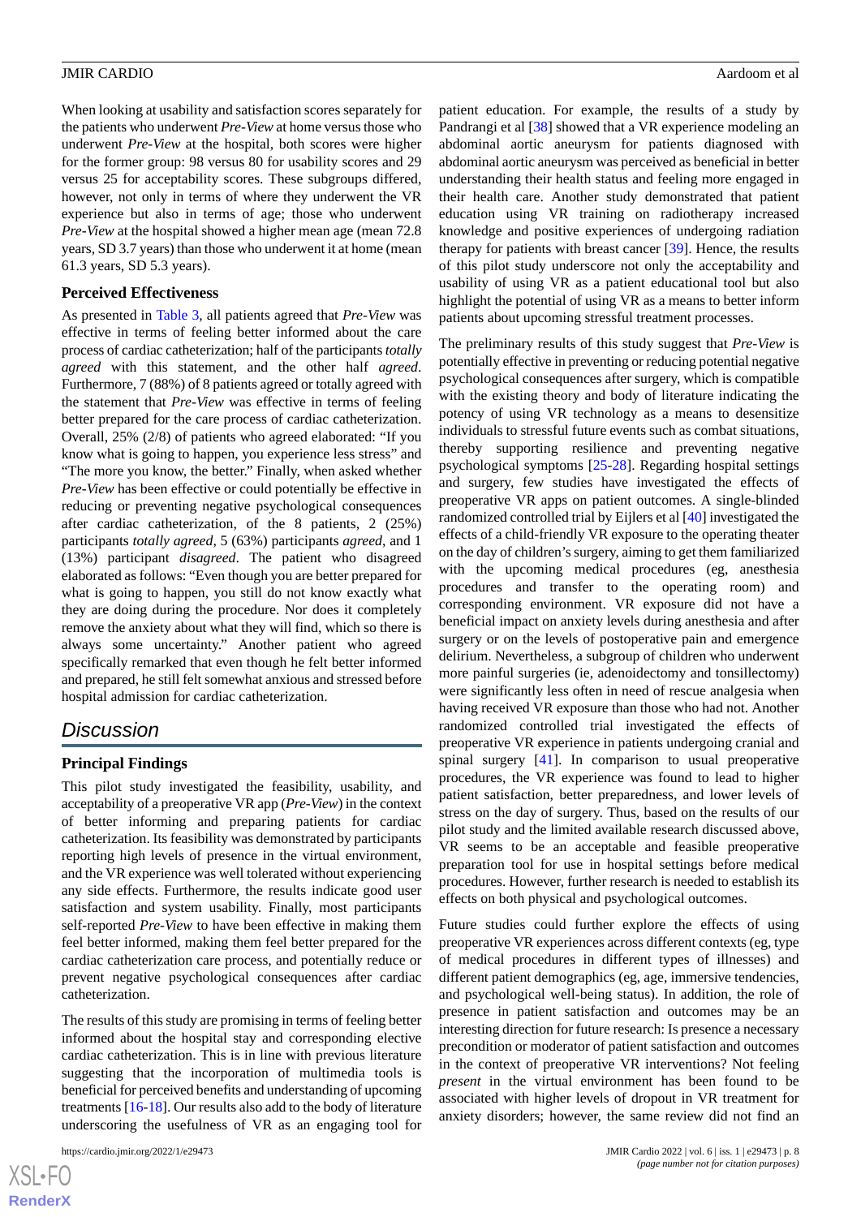When looking at usability and satisfaction scores separately for the patients who underwent *Pre-View* at home versus those who underwent *Pre-View* at the hospital, both scores were higher for the former group: 98 versus 80 for usability scores and 29 versus 25 for acceptability scores. These subgroups differed, however, not only in terms of where they underwent the VR experience but also in terms of age; those who underwent *Pre-View* at the hospital showed a higher mean age (mean 72.8 years, SD 3.7 years) than those who underwent it at home (mean 61.3 years, SD 5.3 years).

### Perceived Effectiveness

As presented in Table 3, all patients agreed that *Pre-View* was effective in terms of feeling better informed about the care process of cardiac catheterization; half of the participants *totally agreed* with this statement, and the other half *agreed*. Furthermore, 7 (88%) of 8 patients agreed or totally agreed with the statement that *Pre-View* was effective in terms of feeling better prepared for the care process of cardiac catheterization. Overall, 25% (2/8) of patients who agreed elaborated: "If you know what is going to happen, you experience less stress" and "The more you know, the better." Finally, when asked whether *Pre-View* has been effective or could potentially be effective in reducing or preventing negative psychological consequences after cardiac catheterization, of the 8 patients, 2 (25%) participants *totally agreed*, 5 (63%) participants *agreed*, and 1 (13%) participant *disagreed*. The patient who disagreed elaborated as follows: "Even though you are better prepared for what is going to happen, you still do not know exactly what they are doing during the procedure. Nor does it completely remove the anxiety about what they will find, which so there is always some uncertainty." Another patient who agreed specifically remarked that even though he felt better informed and prepared, he still felt somewhat anxious and stressed before hospital admission for cardiac catheterization.

## Discussion

### Principal Findings

This pilot study investigated the feasibility, usability, and acceptability of a preoperative VR app (*Pre-View*) in the context of better informing and preparing patients for cardiac catheterization. Its feasibility was demonstrated by participants reporting high levels of presence in the virtual environment, and the VR experience was well tolerated without experiencing any side effects. Furthermore, the results indicate good user satisfaction and system usability. Finally, most participants self-reported *Pre-View* to have been effective in making them feel better informed, making them feel better prepared for the cardiac catheterization care process, and potentially reduce or prevent negative psychological consequences after cardiac catheterization.

The results of this study are promising in terms of feeling better informed about the hospital stay and corresponding elective cardiac catheterization. This is in line with previous literature suggesting that the incorporation of multimedia tools is beneficial for perceived benefits and understanding of upcoming treatments [16-18]. Our results also add to the body of literature underscoring the usefulness of VR as an engaging tool for patient education. For example, the results of a study by Pandrangi et al [38] showed that a VR experience modeling an abdominal aortic aneurysm for patients diagnosed with abdominal aortic aneurysm was perceived as beneficial in better understanding their health status and feeling more engaged in their health care. Another study demonstrated that patient education using VR training on radiotherapy increased knowledge and positive experiences of undergoing radiation therapy for patients with breast cancer [39]. Hence, the results of this pilot study underscore not only the acceptability and usability of using VR as a patient educational tool but also highlight the potential of using VR as a means to better inform patients about upcoming stressful treatment processes.

The preliminary results of this study suggest that *Pre-View* is potentially effective in preventing or reducing potential negative psychological consequences after surgery, which is compatible with the existing theory and body of literature indicating the potency of using VR technology as a means to desensitize individuals to stressful future events such as combat situations, thereby supporting resilience and preventing negative psychological symptoms [25-28]. Regarding hospital settings and surgery, few studies have investigated the effects of preoperative VR apps on patient outcomes. A single-blinded randomized controlled trial by Eijlers et al [40] investigated the effects of a child-friendly VR exposure to the operating theater on the day of children's surgery, aiming to get them familiarized with the upcoming medical procedures (eg, anesthesia procedures and transfer to the operating room) and corresponding environment. VR exposure did not have a beneficial impact on anxiety levels during anesthesia and after surgery or on the levels of postoperative pain and emergence delirium. Nevertheless, a subgroup of children who underwent more painful surgeries (ie, adenoidectomy and tonsillectomy) were significantly less often in need of rescue analgesia when having received VR exposure than those who had not. Another randomized controlled trial investigated the effects of preoperative VR experience in patients undergoing cranial and spinal surgery [41]. In comparison to usual preoperative procedures, the VR experience was found to lead to higher patient satisfaction, better preparedness, and lower levels of stress on the day of surgery. Thus, based on the results of our pilot study and the limited available research discussed above, VR seems to be an acceptable and feasible preoperative preparation tool for use in hospital settings before medical procedures. However, further research is needed to establish its effects on both physical and psychological outcomes.

Future studies could further explore the effects of using preoperative VR experiences across different contexts (eg, type of medical procedures in different types of illnesses) and different patient demographics (eg, age, immersive tendencies, and psychological well-being status). In addition, the role of presence in patient satisfaction and outcomes may be an interesting direction for future research: Is presence a necessary precondition or moderator of patient satisfaction and outcomes in the context of preoperative VR interventions? Not feeling *present* in the virtual environment has been found to be associated with higher levels of dropout in VR treatment for anxiety disorders; however, the same review did not find an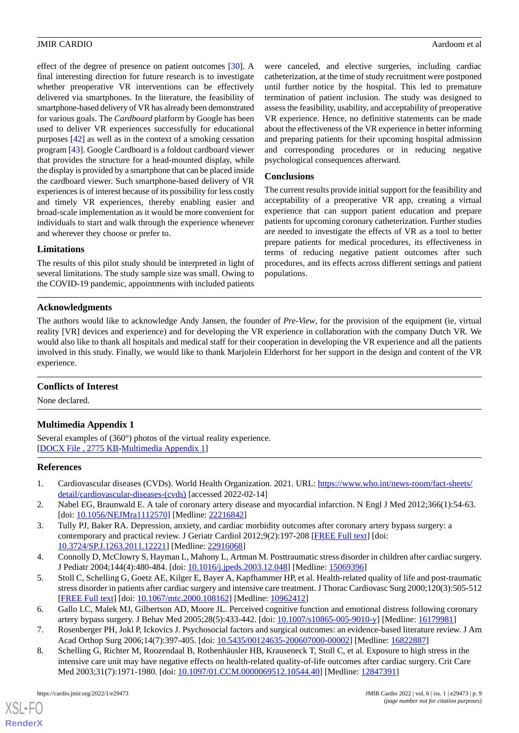effect of the degree of presence on patient outcomes [30]. A final interesting direction for future research is to investigate whether preoperative VR interventions can be effectively delivered via smartphones. In the literature, the feasibility of smartphone-based delivery of VR has already been demonstrated for various goals. The *Cardboard* platform by Google has been used to deliver VR experiences successfully for educational purposes [42] as well as in the context of a smoking cessation program [43]. Google Cardboard is a foldout cardboard viewer that provides the structure for a head-mounted display, while the display is provided by a smartphone that can be placed inside the cardboard viewer. Such smartphone-based delivery of VR experiences is of interest because of its possibility for less costly and timely VR experiences, thereby enabling easier and broad-scale implementation as it would be more convenient for individuals to start and walk through the experience whenever and wherever they choose or prefer to.

### Limitations

The results of this pilot study should be interpreted in light of several limitations. The study sample size was small. Owing to the COVID-19 pandemic, appointments with included patients were canceled, and elective surgeries, including cardiac catheterization, at the time of study recruitment were postponed until further notice by the hospital. This led to premature termination of patient inclusion. The study was designed to assess the feasibility, usability, and acceptability of preoperative VR experience. Hence, no definitive statements can be made about the effectiveness of the VR experience in better informing and preparing patients for their upcoming hospital admission and corresponding procedures or in reducing negative psychological consequences afterward.

### Conclusions

The current results provide initial support for the feasibility and acceptability of a preoperative VR app, creating a virtual experience that can support patient education and prepare patients for upcoming coronary catheterization. Further studies are needed to investigate the effects of VR as a tool to better prepare patients for medical procedures, its effectiveness in terms of reducing negative patient outcomes after such procedures, and its effects across different settings and patient populations.

## Acknowledgments

The authors would like to acknowledge Andy Jansen, the founder of *Pre-View*, for the provision of the equipment (ie, virtual reality [VR] devices and experience) and for developing the VR experience in collaboration with the company Dutch VR. We would also like to thank all hospitals and medical staff for their cooperation in developing the VR experience and all the patients involved in this study. Finally, we would like to thank Marjolein Elderhorst for her support in the design and content of the VR experience.

## Conflicts of Interest

None declared.

## Multimedia Appendix 1

Several examples of (360°) photos of the virtual reality experience.
[DOCX File , 2775 KB-Multimedia Appendix 1]

## References

1. Cardiovascular diseases (CVDs). World Health Organization. 2021. URL: https://www.who.int/news-room/fact-sheets/detail/cardiovascular-diseases-(cvds) [accessed 2022-02-14]
2. Nabel EG, Braunwald E. A tale of coronary artery disease and myocardial infarction. N Engl J Med 2012;366(1):54-63. [doi: 10.1056/NEJMra1112570] [Medline: 22216842]
3. Tully PJ, Baker RA. Depression, anxiety, and cardiac morbidity outcomes after coronary artery bypass surgery: a contemporary and practical review. J Geriatr Cardiol 2012;9(2):197-208 [FREE Full text] [doi: 10.3724/SP.J.1263.2011.12221] [Medline: 22916068]
4. Connolly D, McClowry S, Hayman L, Mahony L, Artman M. Posttraumatic stress disorder in children after cardiac surgery. J Pediatr 2004;144(4):480-484. [doi: 10.1016/j.jpeds.2003.12.048] [Medline: 15069396]
5. Stoll C, Schelling G, Goetz AE, Kilger E, Bayer A, Kapfhammer HP, et al. Health-related quality of life and post-traumatic stress disorder in patients after cardiac surgery and intensive care treatment. J Thorac Cardiovasc Surg 2000;120(3):505-512 [FREE Full text] [doi: 10.1067/mtc.2000.108162] [Medline: 10962412]
6. Gallo LC, Malek MJ, Gilbertson AD, Moore JL. Perceived cognitive function and emotional distress following coronary artery bypass surgery. J Behav Med 2005;28(5):433-442. [doi: 10.1007/s10865-005-9010-y] [Medline: 16179981]
7. Rosenberger PH, Jokl P, Ickovics J. Psychosocial factors and surgical outcomes: an evidence-based literature review. J Am Acad Orthop Surg 2006;14(7):397-405. [doi: 10.5435/00124635-200607000-00002] [Medline: 16822887]
8. Schelling G, Richter M, Roozendaal B, Rothenhäusler HB, Krauseneck T, Stoll C, et al. Exposure to high stress in the intensive care unit may have negative effects on health-related quality-of-life outcomes after cardiac surgery. Crit Care Med 2003;31(7):1971-1980. [doi: 10.1097/01.CCM.0000069512.10544.40] [Medline: 12847391]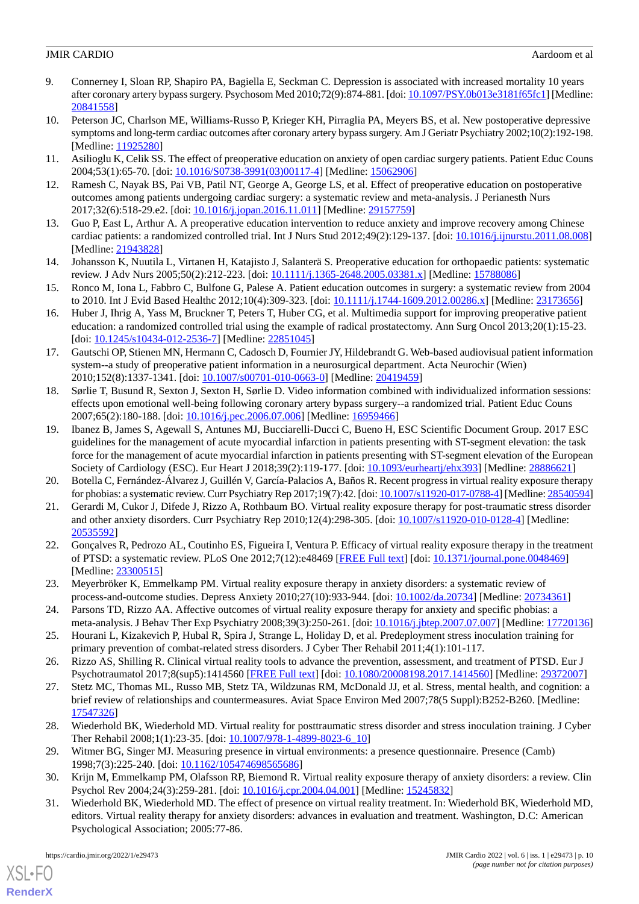9. Connerney I, Sloan RP, Shapiro PA, Bagiella E, Seckman C. Depression is associated with increased mortality 10 years after coronary artery bypass surgery. Psychosom Med 2010;72(9):874-881. [doi: 10.1097/PSY.0b013e3181f65fc1] [Medline: 20841558]
10. Peterson JC, Charlson ME, Williams-Russo P, Krieger KH, Pirraglia PA, Meyers BS, et al. New postoperative depressive symptoms and long-term cardiac outcomes after coronary artery bypass surgery. Am J Geriatr Psychiatry 2002;10(2):192-198. [Medline: 11925280]
11. Asilioglu K, Celik SS. The effect of preoperative education on anxiety of open cardiac surgery patients. Patient Educ Couns 2004;53(1):65-70. [doi: 10.1016/S0738-3991(03)00117-4] [Medline: 15062906]
12. Ramesh C, Nayak BS, Pai VB, Patil NT, George A, George LS, et al. Effect of preoperative education on postoperative outcomes among patients undergoing cardiac surgery: a systematic review and meta-analysis. J Perianesth Nurs 2017;32(6):518-29.e2. [doi: 10.1016/j.jopan.2016.11.011] [Medline: 29157759]
13. Guo P, East L, Arthur A. A preoperative education intervention to reduce anxiety and improve recovery among Chinese cardiac patients: a randomized controlled trial. Int J Nurs Stud 2012;49(2):129-137. [doi: 10.1016/j.ijnurstu.2011.08.008] [Medline: 21943828]
14. Johansson K, Nuutila L, Virtanen H, Katajisto J, Salanterä S. Preoperative education for orthopaedic patients: systematic review. J Adv Nurs 2005;50(2):212-223. [doi: 10.1111/j.1365-2648.2005.03381.x] [Medline: 15788086]
15. Ronco M, Iona L, Fabbro C, Bulfone G, Palese A. Patient education outcomes in surgery: a systematic review from 2004 to 2010. Int J Evid Based Healthc 2012;10(4):309-323. [doi: 10.1111/j.1744-1609.2012.00286.x] [Medline: 23173656]
16. Huber J, Ihrig A, Yass M, Bruckner T, Peters T, Huber CG, et al. Multimedia support for improving preoperative patient education: a randomized controlled trial using the example of radical prostatectomy. Ann Surg Oncol 2013;20(1):15-23. [doi: 10.1245/s10434-012-2536-7] [Medline: 22851045]
17. Gautschi OP, Stienen MN, Hermann C, Cadosch D, Fournier JY, Hildebrandt G. Web-based audiovisual patient information system--a study of preoperative patient information in a neurosurgical department. Acta Neurochir (Wien) 2010;152(8):1337-1341. [doi: 10.1007/s00701-010-0663-0] [Medline: 20419459]
18. Sørlie T, Busund R, Sexton J, Sexton H, Sørlie D. Video information combined with individualized information sessions: effects upon emotional well-being following coronary artery bypass surgery--a randomized trial. Patient Educ Couns 2007;65(2):180-188. [doi: 10.1016/j.pec.2006.07.006] [Medline: 16959466]
19. Ibanez B, James S, Agewall S, Antunes MJ, Bucciarelli-Ducci C, Bueno H, ESC Scientific Document Group. 2017 ESC guidelines for the management of acute myocardial infarction in patients presenting with ST-segment elevation: the task force for the management of acute myocardial infarction in patients presenting with ST-segment elevation of the European Society of Cardiology (ESC). Eur Heart J 2018;39(2):119-177. [doi: 10.1093/eurheartj/ehx393] [Medline: 28886621]
20. Botella C, Fernández-Álvarez J, Guillén V, García-Palacios A, Baños R. Recent progress in virtual reality exposure therapy for phobias: a systematic review. Curr Psychiatry Rep 2017;19(7):42. [doi: 10.1007/s11920-017-0788-4] [Medline: 28540594]
21. Gerardi M, Cukor J, Difede J, Rizzo A, Rothbaum BO. Virtual reality exposure therapy for post-traumatic stress disorder and other anxiety disorders. Curr Psychiatry Rep 2010;12(4):298-305. [doi: 10.1007/s11920-010-0128-4] [Medline: 20535592]
22. Gonçalves R, Pedrozo AL, Coutinho ES, Figueira I, Ventura P. Efficacy of virtual reality exposure therapy in the treatment of PTSD: a systematic review. PLoS One 2012;7(12):e48469 [FREE Full text] [doi: 10.1371/journal.pone.0048469] [Medline: 23300515]
23. Meyerbröker K, Emmelkamp PM. Virtual reality exposure therapy in anxiety disorders: a systematic review of process-and-outcome studies. Depress Anxiety 2010;27(10):933-944. [doi: 10.1002/da.20734] [Medline: 20734361]
24. Parsons TD, Rizzo AA. Affective outcomes of virtual reality exposure therapy for anxiety and specific phobias: a meta-analysis. J Behav Ther Exp Psychiatry 2008;39(3):250-261. [doi: 10.1016/j.jbtep.2007.07.007] [Medline: 17720136]
25. Hourani L, Kizakevich P, Hubal R, Spira J, Strange L, Holiday D, et al. Predeployment stress inoculation training for primary prevention of combat-related stress disorders. J Cyber Ther Rehabil 2011;4(1):101-117.
26. Rizzo AS, Shilling R. Clinical virtual reality tools to advance the prevention, assessment, and treatment of PTSD. Eur J Psychotraumatol 2017;8(sup5):1414560 [FREE Full text] [doi: 10.1080/20008198.2017.1414560] [Medline: 29372007]
27. Stetz MC, Thomas ML, Russo MB, Stetz TA, Wildzunas RM, McDonald JJ, et al. Stress, mental health, and cognition: a brief review of relationships and countermeasures. Aviat Space Environ Med 2007;78(5 Suppl):B252-B260. [Medline: 17547326]
28. Wiederhold BK, Wiederhold MD. Virtual reality for posttraumatic stress disorder and stress inoculation training. J Cyber Ther Rehabil 2008;1(1):23-35. [doi: 10.1007/978-1-4899-8023-6_10]
29. Witmer BG, Singer MJ. Measuring presence in virtual environments: a presence questionnaire. Presence (Camb) 1998;7(3):225-240. [doi: 10.1162/105474698565686]
30. Krijn M, Emmelkamp PM, Olafsson RP, Biemond R. Virtual reality exposure therapy of anxiety disorders: a review. Clin Psychol Rev 2004;24(3):259-281. [doi: 10.1016/j.cpr.2004.04.001] [Medline: 15245832]
31. Wiederhold BK, Wiederhold MD. The effect of presence on virtual reality treatment. In: Wiederhold BK, Wiederhold MD, editors. Virtual reality therapy for anxiety disorders: advances in evaluation and treatment. Washington, D.C: American Psychological Association; 2005:77-86.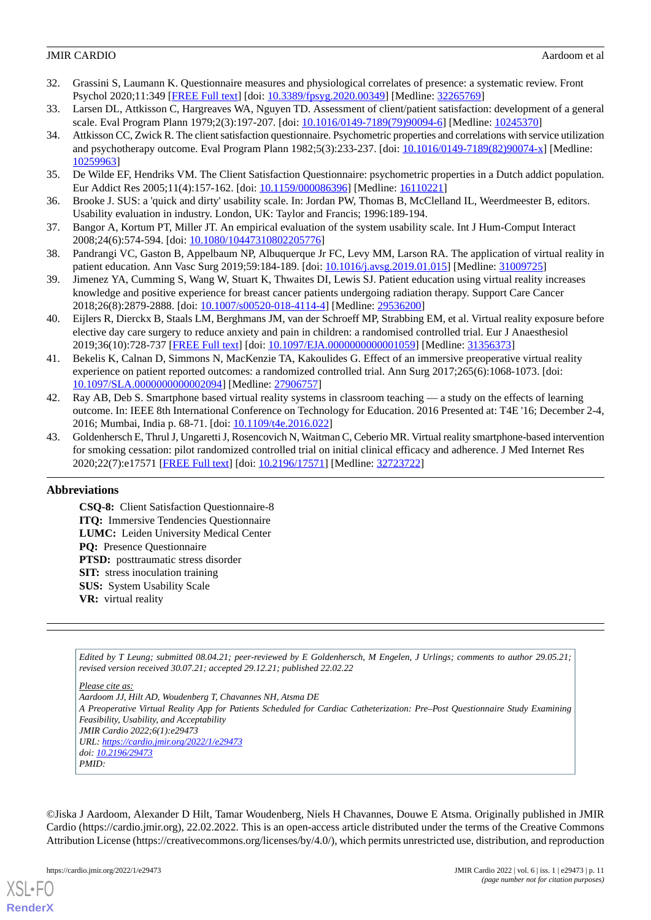32. Grassini S, Laumann K. Questionnaire measures and physiological correlates of presence: a systematic review. Front Psychol 2020;11:349 [FREE Full text] [doi: 10.3389/fpsyg.2020.00349] [Medline: 32265769]
33. Larsen DL, Attkisson C, Hargreaves WA, Nguyen TD. Assessment of client/patient satisfaction: development of a general scale. Eval Program Plann 1979;2(3):197-207. [doi: 10.1016/0149-7189(79)90094-6] [Medline: 10245370]
34. Attkisson CC, Zwick R. The client satisfaction questionnaire. Psychometric properties and correlations with service utilization and psychotherapy outcome. Eval Program Plann 1982;5(3):233-237. [doi: 10.1016/0149-7189(82)90074-x] [Medline: 10259963]
35. De Wilde EF, Hendriks VM. The Client Satisfaction Questionnaire: psychometric properties in a Dutch addict population. Eur Addict Res 2005;11(4):157-162. [doi: 10.1159/000086396] [Medline: 16110221]
36. Brooke J. SUS: a 'quick and dirty' usability scale. In: Jordan PW, Thomas B, McClelland IL, Weerdmeester B, editors. Usability evaluation in industry. London, UK: Taylor and Francis; 1996:189-194.
37. Bangor A, Kortum PT, Miller JT. An empirical evaluation of the system usability scale. Int J Hum-Comput Interact 2008;24(6):574-594. [doi: 10.1080/10447310802205776]
38. Pandrangi VC, Gaston B, Appelbaum NP, Albuquerque Jr FC, Levy MM, Larson RA. The application of virtual reality in patient education. Ann Vasc Surg 2019;59:184-189. [doi: 10.1016/j.avsg.2019.01.015] [Medline: 31009725]
39. Jimenez YA, Cumming S, Wang W, Stuart K, Thwaites DI, Lewis SJ. Patient education using virtual reality increases knowledge and positive experience for breast cancer patients undergoing radiation therapy. Support Care Cancer 2018;26(8):2879-2888. [doi: 10.1007/s00520-018-4114-4] [Medline: 29536200]
40. Eijlers R, Dierckx B, Staals LM, Berghmans JM, van der Schroeff MP, Strabbing EM, et al. Virtual reality exposure before elective day care surgery to reduce anxiety and pain in children: a randomised controlled trial. Eur J Anaesthesiol 2019;36(10):728-737 [FREE Full text] [doi: 10.1097/EJA.0000000000001059] [Medline: 31356373]
41. Bekelis K, Calnan D, Simmons N, MacKenzie TA, Kakoulides G. Effect of an immersive preoperative virtual reality experience on patient reported outcomes: a randomized controlled trial. Ann Surg 2017;265(6):1068-1073. [doi: 10.1097/SLA.0000000000002094] [Medline: 27906757]
42. Ray AB, Deb S. Smartphone based virtual reality systems in classroom teaching — a study on the effects of learning outcome. In: IEEE 8th International Conference on Technology for Education. 2016 Presented at: T4E '16; December 2-4, 2016; Mumbai, India p. 68-71. [doi: 10.1109/t4e.2016.022]
43. Goldenhersch E, Thrul J, Ungaretti J, Rosencovich N, Waitman C, Ceberio MR. Virtual reality smartphone-based intervention for smoking cessation: pilot randomized controlled trial on initial clinical efficacy and adherence. J Med Internet Res 2020;22(7):e17571 [FREE Full text] [doi: 10.2196/17571] [Medline: 32723722]

## Abbreviations

**CSQ-8:** Client Satisfaction Questionnaire-8
**ITQ:** Immersive Tendencies Questionnaire
**LUMC:** Leiden University Medical Center
**PQ:** Presence Questionnaire
**PTSD:** posttraumatic stress disorder
**SIT:** stress inoculation training
**SUS:** System Usability Scale
**VR:** virtual reality

*Edited by T Leung; submitted 08.04.21; peer-reviewed by E Goldenhersch, M Engelen, J Urlings; comments to author 29.05.21; revised version received 30.07.21; accepted 29.12.21; published 22.02.22*

*Please cite as:*
*Aardoom JJ, Hilt AD, Woudenberg T, Chavannes NH, Atsma DE*
*A Preoperative Virtual Reality App for Patients Scheduled for Cardiac Catheterization: Pre–Post Questionnaire Study Examining Feasibility, Usability, and Acceptability*
*JMIR Cardio 2022;6(1):e29473*
*URL: https://cardio.jmir.org/2022/1/e29473*
*doi: 10.2196/29473*
*PMID:*

©Jiska J Aardoom, Alexander D Hilt, Tamar Woudenberg, Niels H Chavannes, Douwe E Atsma. Originally published in JMIR Cardio (https://cardio.jmir.org), 22.02.2022. This is an open-access article distributed under the terms of the Creative Commons Attribution License (https://creativecommons.org/licenses/by/4.0/), which permits unrestricted use, distribution, and reproduction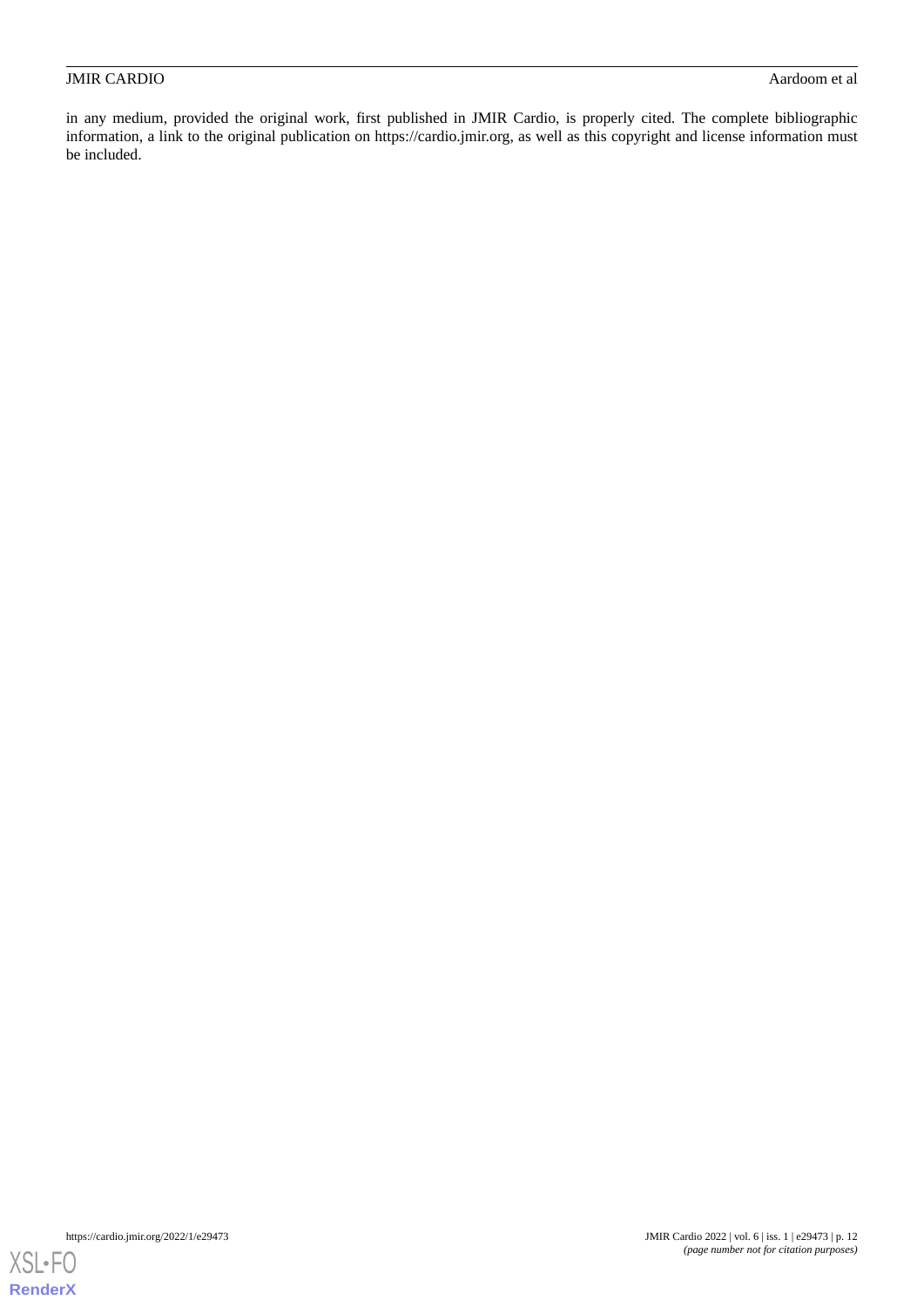in any medium, provided the original work, first published in JMIR Cardio, is properly cited. The complete bibliographic information, a link to the original publication on https://cardio.jmir.org, as well as this copyright and license information must be included.